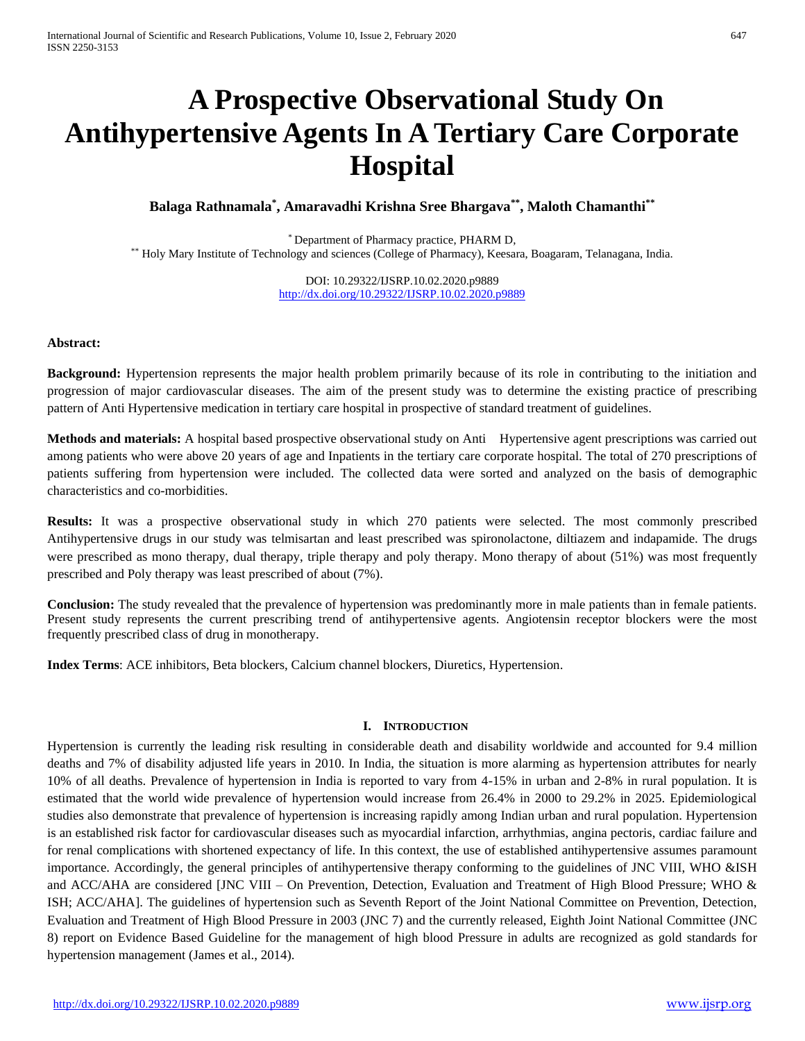# A Prospective Observational Study On Antihypertensive Agents In A Tertiary Care Corporate Hospital

**Balaga Rathnamala[*], Amaravadhi Krishna Sree Bhargava[**], Maloth Chamanthi[**]**

[*] Department of Pharmacy practice, PHARM D,
[**] Holy Mary Institute of Technology and sciences (College of Pharmacy), Keesara, Boagaram, Telanagana, India.

DOI: 10.29322/IJSRP.10.02.2020.p9889
http://dx.doi.org/10.29322/IJSRP.10.02.2020.p9889

**Abstract:**

**Background:** Hypertension represents the major health problem primarily because of its role in contributing to the initiation and progression of major cardiovascular diseases. The aim of the present study was to determine the existing practice of prescribing pattern of Anti Hypertensive medication in tertiary care hospital in prospective of standard treatment of guidelines.

**Methods and materials:** A hospital based prospective observational study on Anti Hypertensive agent prescriptions was carried out among patients who were above 20 years of age and Inpatients in the tertiary care corporate hospital. The total of 270 prescriptions of patients suffering from hypertension were included. The collected data were sorted and analyzed on the basis of demographic characteristics and co-morbidities.

**Results:** It was a prospective observational study in which 270 patients were selected. The most commonly prescribed Antihypertensive drugs in our study was telmisartan and least prescribed was spironolactone, diltiazem and indapamide. The drugs were prescribed as mono therapy, dual therapy, triple therapy and poly therapy. Mono therapy of about (51%) was most frequently prescribed and Poly therapy was least prescribed of about (7%).

**Conclusion:** The study revealed that the prevalence of hypertension was predominantly more in male patients than in female patients. Present study represents the current prescribing trend of antihypertensive agents. Angiotensin receptor blockers were the most frequently prescribed class of drug in monotherapy.

**Index Terms**: ACE inhibitors, Beta blockers, Calcium channel blockers, Diuretics, Hypertension.

## I. Introduction

Hypertension is currently the leading risk resulting in considerable death and disability worldwide and accounted for 9.4 million deaths and 7% of disability adjusted life years in 2010. In India, the situation is more alarming as hypertension attributes for nearly 10% of all deaths. Prevalence of hypertension in India is reported to vary from 4-15% in urban and 2-8% in rural population. It is estimated that the world wide prevalence of hypertension would increase from 26.4% in 2000 to 29.2% in 2025. Epidemiological studies also demonstrate that prevalence of hypertension is increasing rapidly among Indian urban and rural population. Hypertension is an established risk factor for cardiovascular diseases such as myocardial infarction, arrhythmias, angina pectoris, cardiac failure and for renal complications with shortened expectancy of life. In this context, the use of established antihypertensive assumes paramount importance. Accordingly, the general principles of antihypertensive therapy conforming to the guidelines of JNC VIII, WHO &ISH and ACC/AHA are considered [JNC VIII – On Prevention, Detection, Evaluation and Treatment of High Blood Pressure; WHO & ISH; ACC/AHA]. The guidelines of hypertension such as Seventh Report of the Joint National Committee on Prevention, Detection, Evaluation and Treatment of High Blood Pressure in 2003 (JNC 7) and the currently released, Eighth Joint National Committee (JNC 8) report on Evidence Based Guideline for the management of high blood Pressure in adults are recognized as gold standards for hypertension management (James et al., 2014).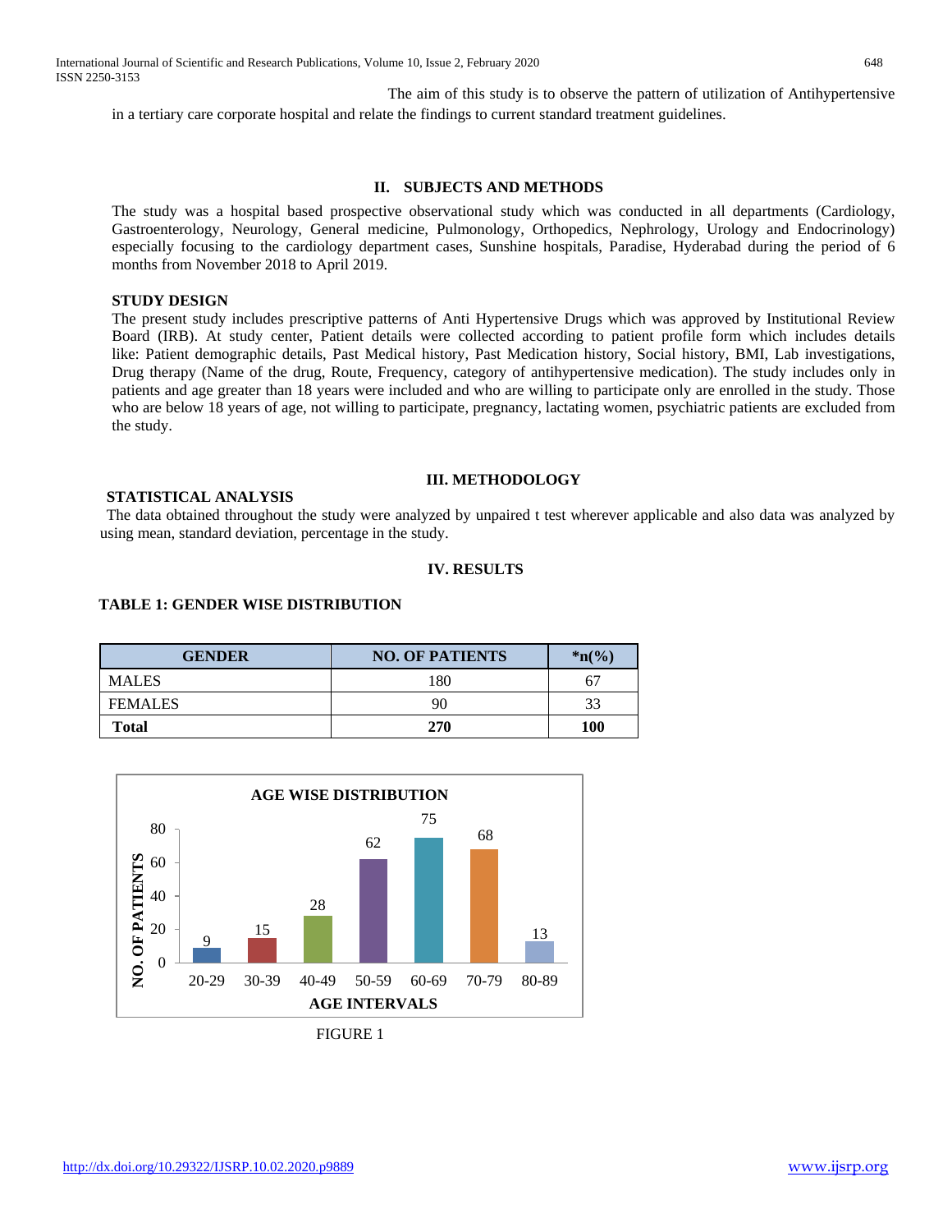The aim of this study is to observe the pattern of utilization of Antihypertensive in a tertiary care corporate hospital and relate the findings to current standard treatment guidelines.

## II. SUBJECTS AND METHODS

The study was a hospital based prospective observational study which was conducted in all departments (Cardiology, Gastroenterology, Neurology, General medicine, Pulmonology, Orthopedics, Nephrology, Urology and Endocrinology) especially focusing to the cardiology department cases, Sunshine hospitals, Paradise, Hyderabad during the period of 6 months from November 2018 to April 2019.

### STUDY DESIGN

The present study includes prescriptive patterns of Anti Hypertensive Drugs which was approved by Institutional Review Board (IRB). At study center, Patient details were collected according to patient profile form which includes details like: Patient demographic details, Past Medical history, Past Medication history, Social history, BMI, Lab investigations, Drug therapy (Name of the drug, Route, Frequency, category of antihypertensive medication). The study includes only in patients and age greater than 18 years were included and who are willing to participate only are enrolled in the study. Those who are below 18 years of age, not willing to participate, pregnancy, lactating women, psychiatric patients are excluded from the study.

## III. METHODOLOGY

### STATISTICAL ANALYSIS

The data obtained throughout the study were analyzed by unpaired t test wherever applicable and also data was analyzed by using mean, standard deviation, percentage in the study.

## IV. RESULTS

**TABLE 1: GENDER WISE DISTRIBUTION**

| GENDER | NO. OF PATIENTS | *n(%) |
|---|---|---|
| MALES | 180 | 67 |
| FEMALES | 90 | 33 |
| **Total** | **270** | **100** |

**AGE WISE DISTRIBUTION**

| AGE INTERVALS | NO. OF PATIENTS |
|---|---|
| 20-29 | 9 |
| 30-39 | 15 |
| 40-49 | 28 |
| 50-59 | 62 |
| 60-69 | 75 |
| 70-79 | 68 |
| 80-89 | 13 |

FIGURE 1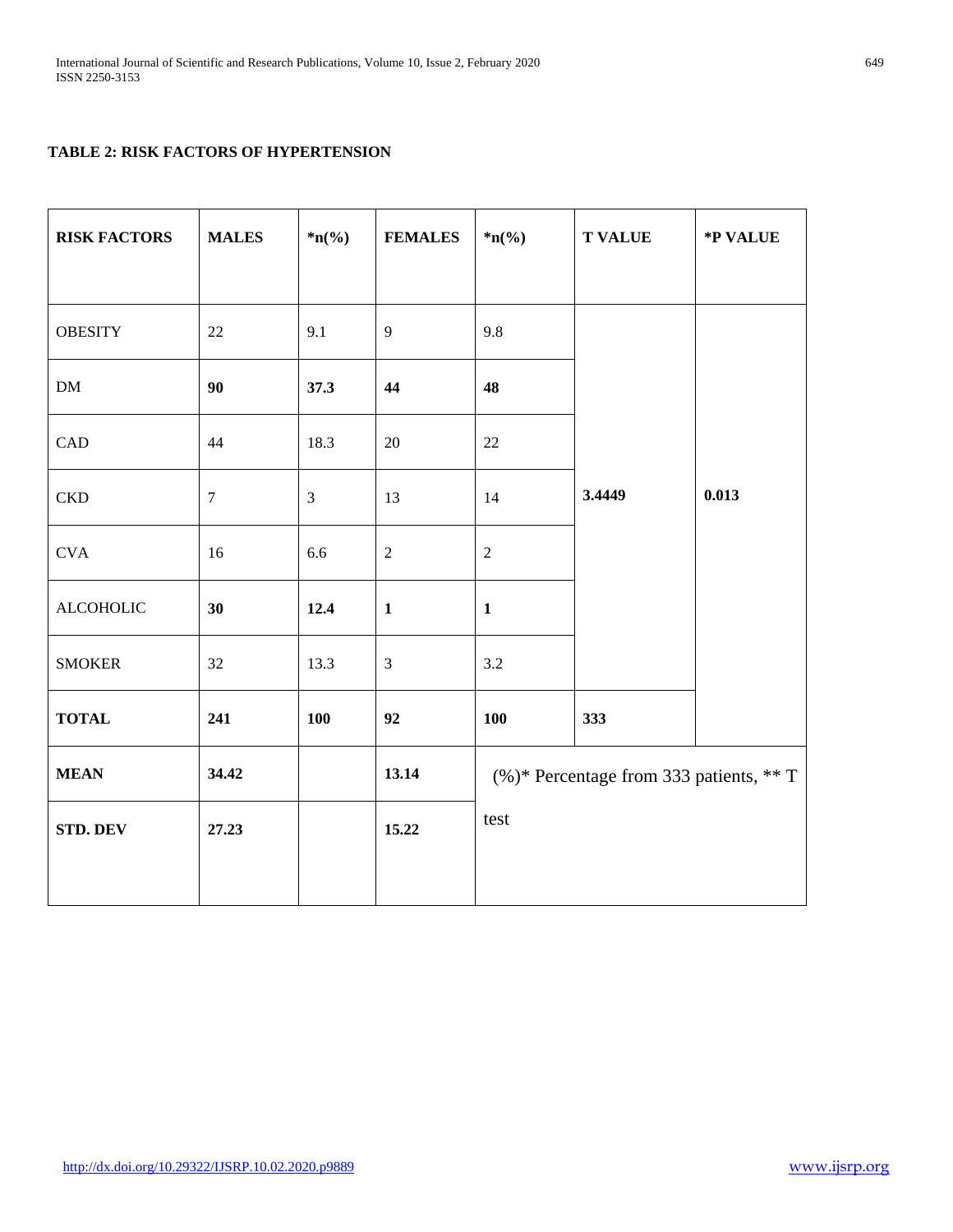**TABLE 2: RISK FACTORS OF HYPERTENSION**

| **RISK FACTORS** | **MALES** | ***n(%)** | **FEMALES** | ***n(%)** | **T VALUE** | ***P VALUE** |
|---|---|---|---|---|---|---|
| OBESITY | 22 | 9.1 | 9 | 9.8 | **3.4449** | **0.013** |
| DM | **90** | **37.3** | **44** | **48** | | |
| CAD | 44 | 18.3 | 20 | 22 | | |
| CKD | 7 | 3 | 13 | 14 | | |
| CVA | 16 | 6.6 | 2 | 2 | | |
| ALCOHOLIC | **30** | **12.4** | **1** | **1** | | |
| SMOKER | 32 | 13.3 | 3 | 3.2 | | |
| **TOTAL** | **241** | **100** | **92** | **100** | **333** | |
| **MEAN** | **34.42** | | **13.14** | (%)* Percentage from 333 patients, ** T test | | |
| **STD. DEV** | **27.23** | | **15.22** | | | |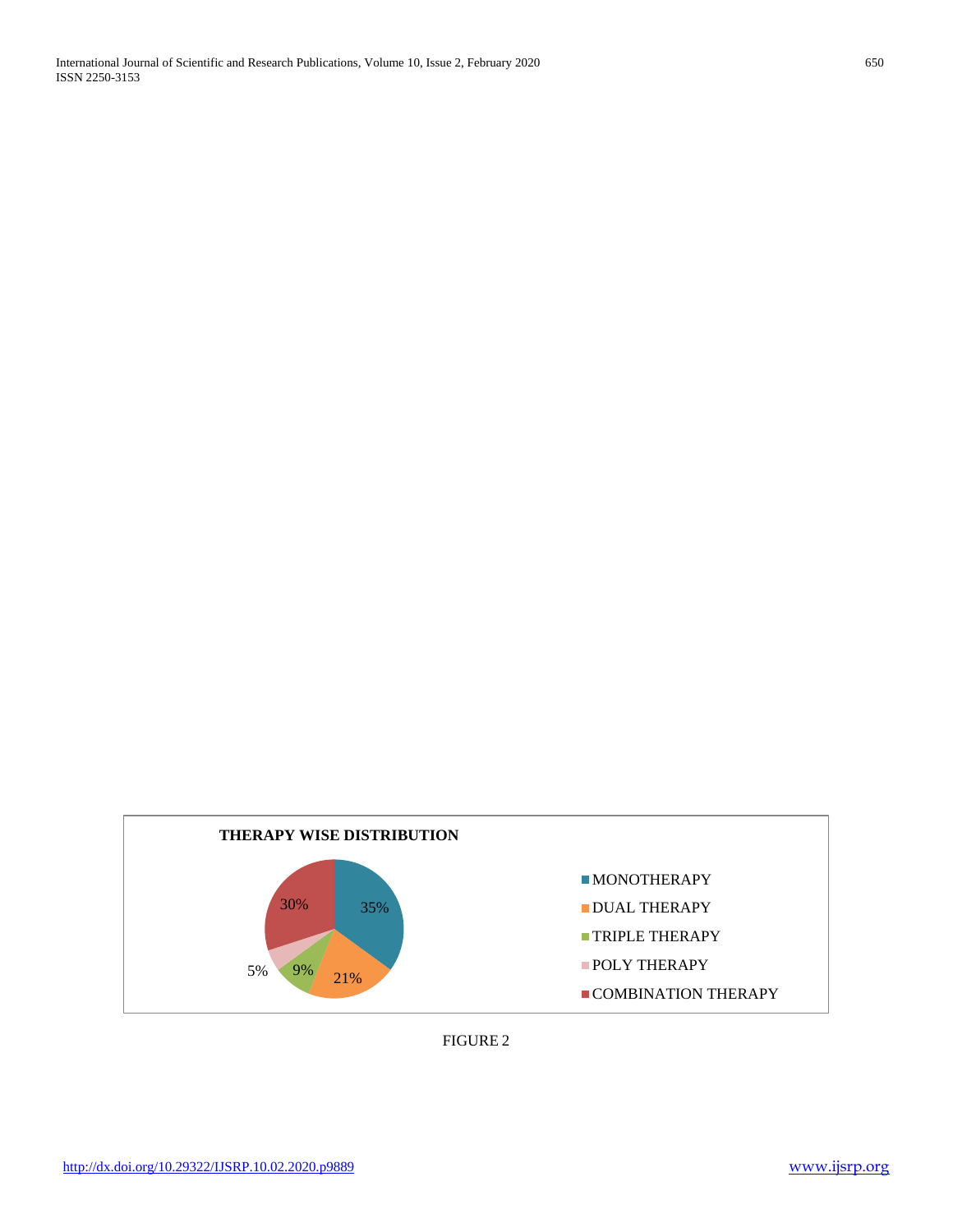**THERAPY WISE DISTRIBUTION**

| Therapy | Percentage |
|---|---|
| MONOTHERAPY | 35% |
| DUAL THERAPY | 21% |
| TRIPLE THERAPY | 9% |
| POLY THERAPY | 5% |
| COMBINATION THERAPY | 30% |

FIGURE 2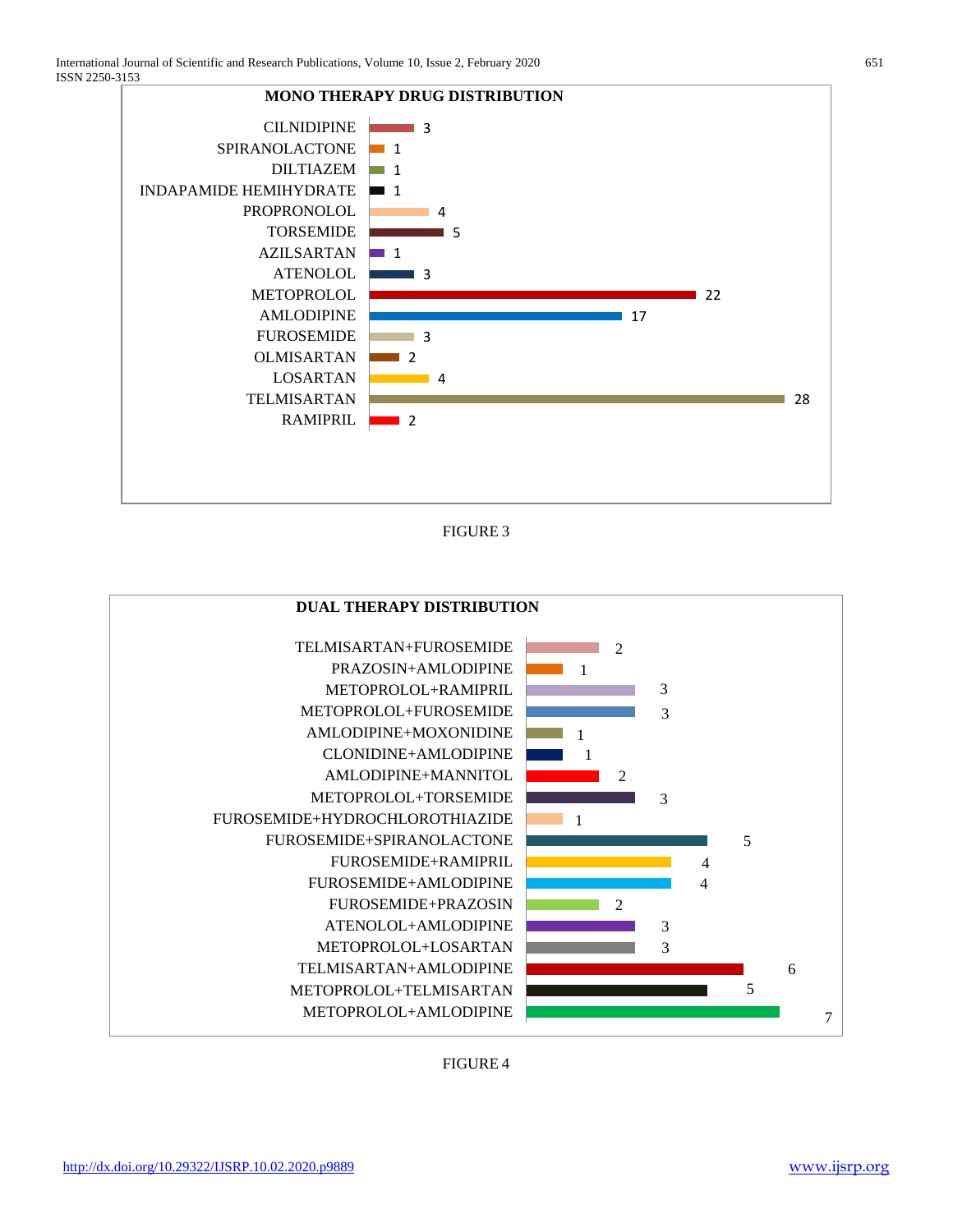**MONO THERAPY DRUG DISTRIBUTION**

| Drug | Count |
|---|---|
| CILNIDIPINE | 3 |
| SPIRANOLACTONE | 1 |
| DILTIAZEM | 1 |
| INDAPAMIDE HEMIHYDRATE | 1 |
| PROPRONOLOL | 4 |
| TORSEMIDE | 5 |
| AZILSARTAN | 1 |
| ATENOLOL | 3 |
| METOPROLOL | 22 |
| AMLODIPINE | 17 |
| FUROSEMIDE | 3 |
| OLMISARTAN | 2 |
| LOSARTAN | 4 |
| TELMISARTAN | 28 |
| RAMIPRIL | 2 |

FIGURE 3

**DUAL THERAPY DISTRIBUTION**

| Drug combination | Count |
|---|---|
| TELMISARTAN+FUROSEMIDE | 2 |
| PRAZOSIN+AMLODIPINE | 1 |
| METOPROLOL+RAMIPRIL | 3 |
| METOPROLOL+FUROSEMIDE | 3 |
| AMLODIPINE+MOXONIDINE | 1 |
| CLONIDINE+AMLODIPINE | 1 |
| AMLODIPINE+MANNITOL | 2 |
| METOPROLOL+TORSEMIDE | 3 |
| FUROSEMIDE+HYDROCHLOROTHIAZIDE | 1 |
| FUROSEMIDE+SPIRANOLACTONE | 5 |
| FUROSEMIDE+RAMIPRIL | 4 |
| FUROSEMIDE+AMLODIPINE | 4 |
| FUROSEMIDE+PRAZOSIN | 2 |
| ATENOLOL+AMLODIPINE | 3 |
| METOPROLOL+LOSARTAN | 3 |
| TELMISARTAN+AMLODIPINE | 6 |
| METOPROLOL+TELMISARTAN | 5 |
| METOPROLOL+AMLODIPINE | 7 |

FIGURE 4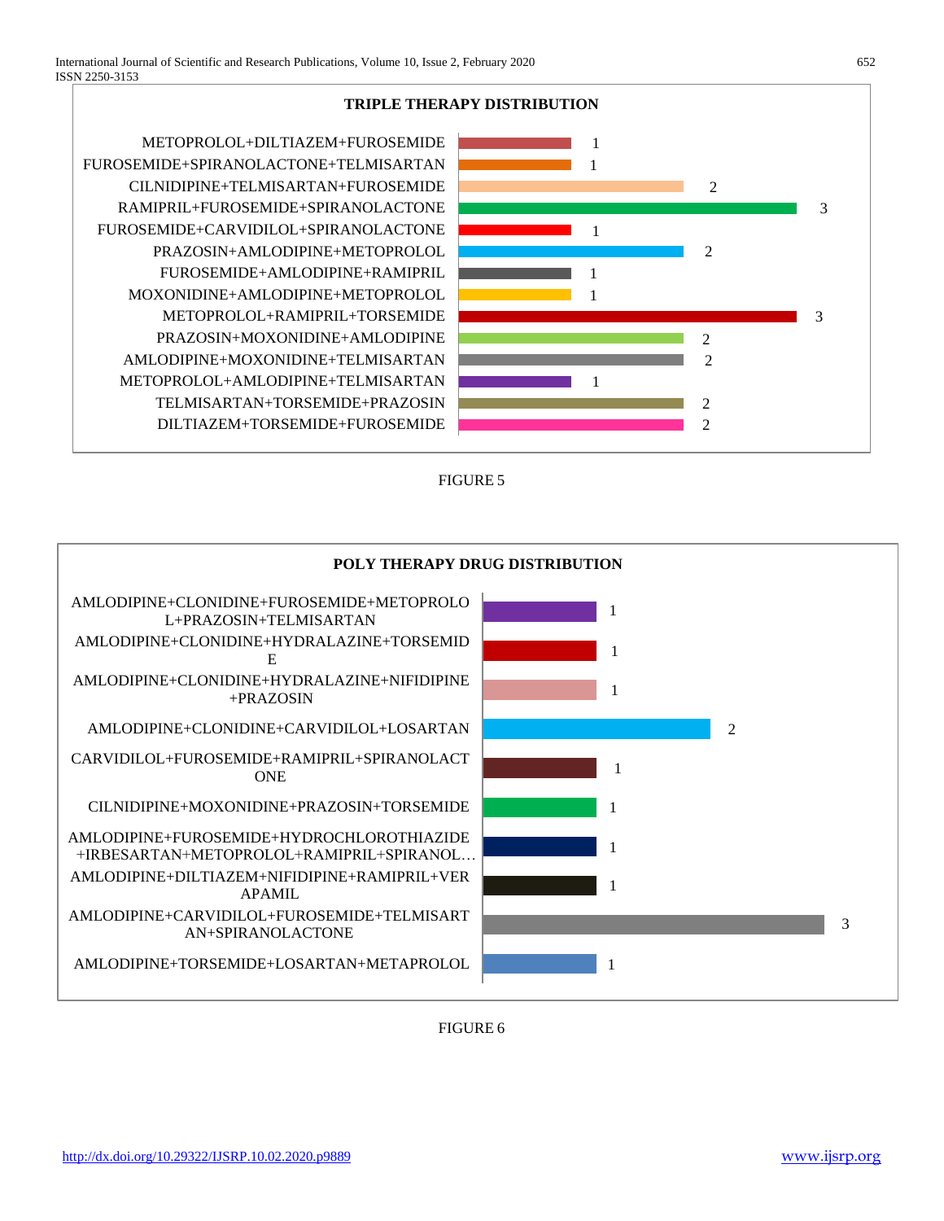**TRIPLE THERAPY DISTRIBUTION**

| Combination | Count |
|---|---|
| METOPROLOL+DILTIAZEM+FUROSEMIDE | 1 |
| FUROSEMIDE+SPIRANOLACTONE+TELMISARTAN | 1 |
| CILNIDIPINE+TELMISARTAN+FUROSEMIDE | 2 |
| RAMIPRIL+FUROSEMIDE+SPIRANOLACTONE | 3 |
| FUROSEMIDE+CARVIDILOL+SPIRANOLACTONE | 1 |
| PRAZOSIN+AMLODIPINE+METOPROLOL | 2 |
| FUROSEMIDE+AMLODIPINE+RAMIPRIL | 1 |
| MOXONIDINE+AMLODIPINE+METOPROLOL | 1 |
| METOPROLOL+RAMIPRIL+TORSEMIDE | 3 |
| PRAZOSIN+MOXONIDINE+AMLODIPINE | 2 |
| AMLODIPINE+MOXONIDINE+TELMISARTAN | 2 |
| METOPROLOL+AMLODIPINE+TELMISARTAN | 1 |
| TELMISARTAN+TORSEMIDE+PRAZOSIN | 2 |
| DILTIAZEM+TORSEMIDE+FUROSEMIDE | 2 |

FIGURE 5

**POLY THERAPY DRUG DISTRIBUTION**

| Combination | Count |
|---|---|
| AMLODIPINE+CLONIDINE+FUROSEMIDE+METOPROLOL+PRAZOSIN+TELMISARTAN | 1 |
| AMLODIPINE+CLONIDINE+HYDRALAZINE+TORSEMIDE | 1 |
| AMLODIPINE+CLONIDINE+HYDRALAZINE+NIFIDIPINE+PRAZOSIN | 1 |
| AMLODIPINE+CLONIDINE+CARVIDILOL+LOSARTAN | 2 |
| CARVIDILOL+FUROSEMIDE+RAMIPRIL+SPIRANOLACTONE | 1 |
| CILNIDIPINE+MOXONIDINE+PRAZOSIN+TORSEMIDE | 1 |
| AMLODIPINE+FUROSEMIDE+HYDROCHLOROTHIAZIDE+IRBESARTAN+METOPROLOL+RAMIPRIL+SPIRANOL… | 1 |
| AMLODIPINE+DILTIAZEM+NIFIDIPINE+RAMIPRIL+VERAPAMIL | 1 |
| AMLODIPINE+CARVIDILOL+FUROSEMIDE+TELMISARTAN+SPIRANOLACTONE | 3 |
| AMLODIPINE+TORSEMIDE+LOSARTAN+METAPROLOL | 1 |

FIGURE 6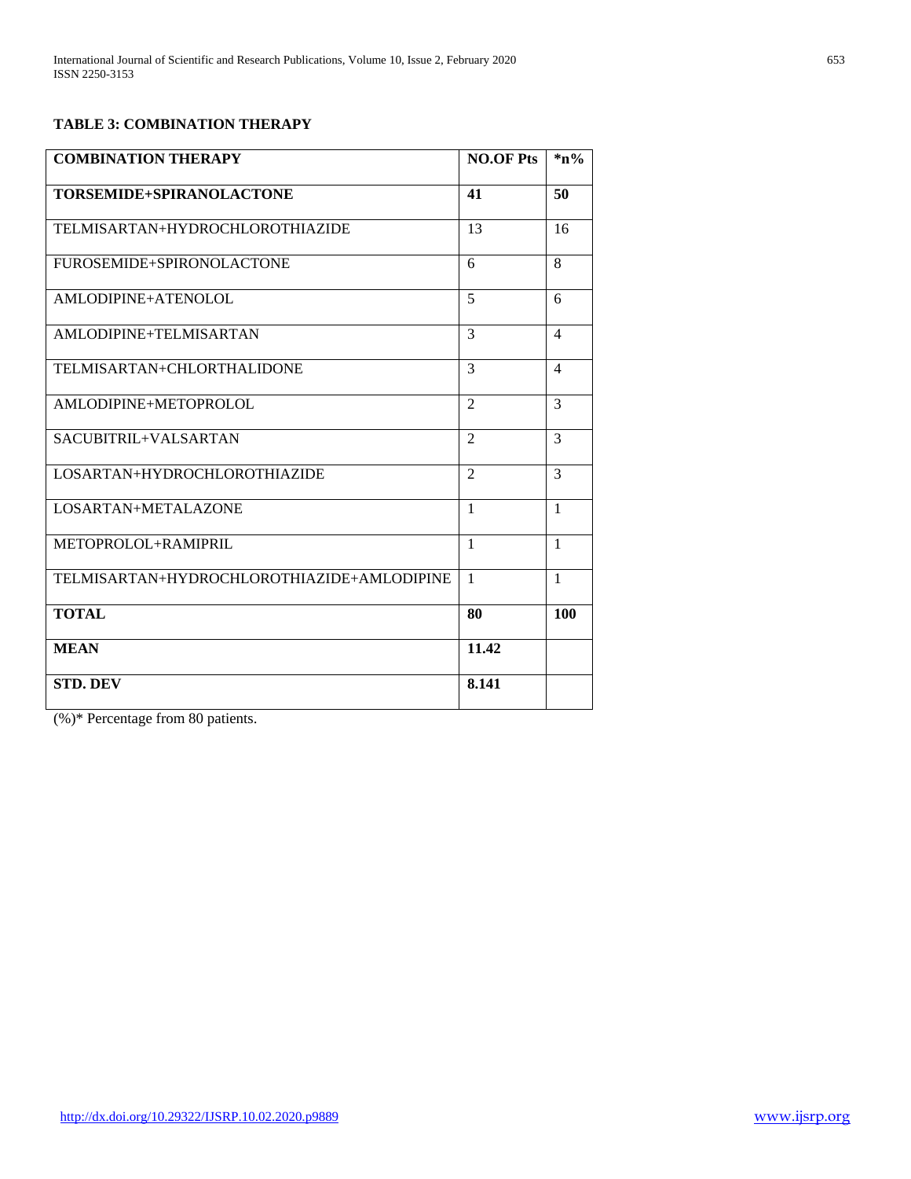**TABLE 3: COMBINATION THERAPY**

| COMBINATION THERAPY | NO.OF Pts | *n% |
|---|---|---|
| **TORSEMIDE+SPIRANOLACTONE** | **41** | **50** |
| TELMISARTAN+HYDROCHLOROTHIAZIDE | 13 | 16 |
| FUROSEMIDE+SPIRONOLACTONE | 6 | 8 |
| AMLODIPINE+ATENOLOL | 5 | 6 |
| AMLODIPINE+TELMISARTAN | 3 | 4 |
| TELMISARTAN+CHLORTHALIDONE | 3 | 4 |
| AMLODIPINE+METOPROLOL | 2 | 3 |
| SACUBITRIL+VALSARTAN | 2 | 3 |
| LOSARTAN+HYDROCHLOROTHIAZIDE | 2 | 3 |
| LOSARTAN+METALAZONE | 1 | 1 |
| METOPROLOL+RAMIPRIL | 1 | 1 |
| TELMISARTAN+HYDROCHLOROTHIAZIDE+AMLODIPINE | 1 | 1 |
| **TOTAL** | **80** | **100** |
| **MEAN** | **11.42** | |
| **STD. DEV** | **8.141** | |

(%)* Percentage from 80 patients.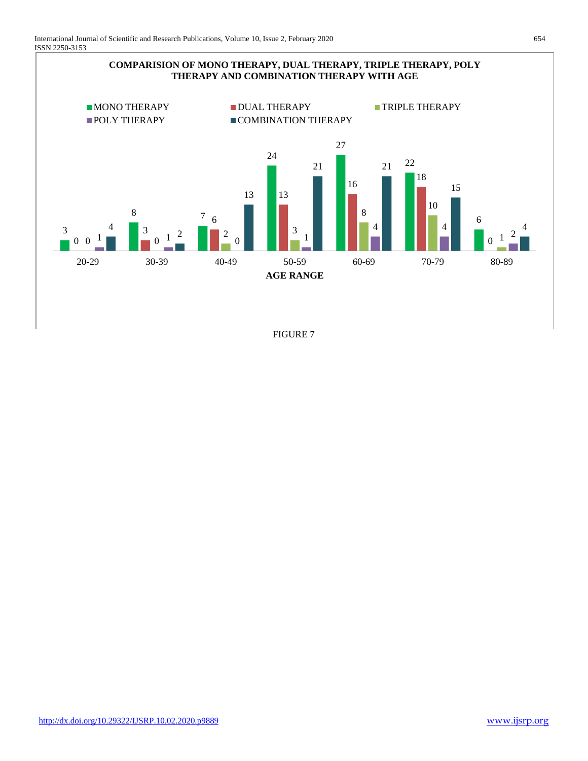**COMPARISION OF MONO THERAPY, DUAL THERAPY, TRIPLE THERAPY, POLY THERAPY AND COMBINATION THERAPY WITH AGE**

| AGE RANGE | MONO THERAPY | DUAL THERAPY | TRIPLE THERAPY | POLY THERAPY | COMBINATION THERAPY |
|---|---|---|---|---|---|
| 20-29 | 3 | 0 | 0 | 1 | 4 |
| 30-39 | 8 | 3 | 0 | 1 | 2 |
| 40-49 | 7 | 6 | 2 | 0 | 13 |
| 50-59 | 24 | 13 | 3 | 1 | 21 |
| 60-69 | 27 | 16 | 8 | 4 | 21 |
| 70-79 | 22 | 18 | 10 | 4 | 15 |
| 80-89 | 6 | 0 | 1 | 2 | 4 |

FIGURE 7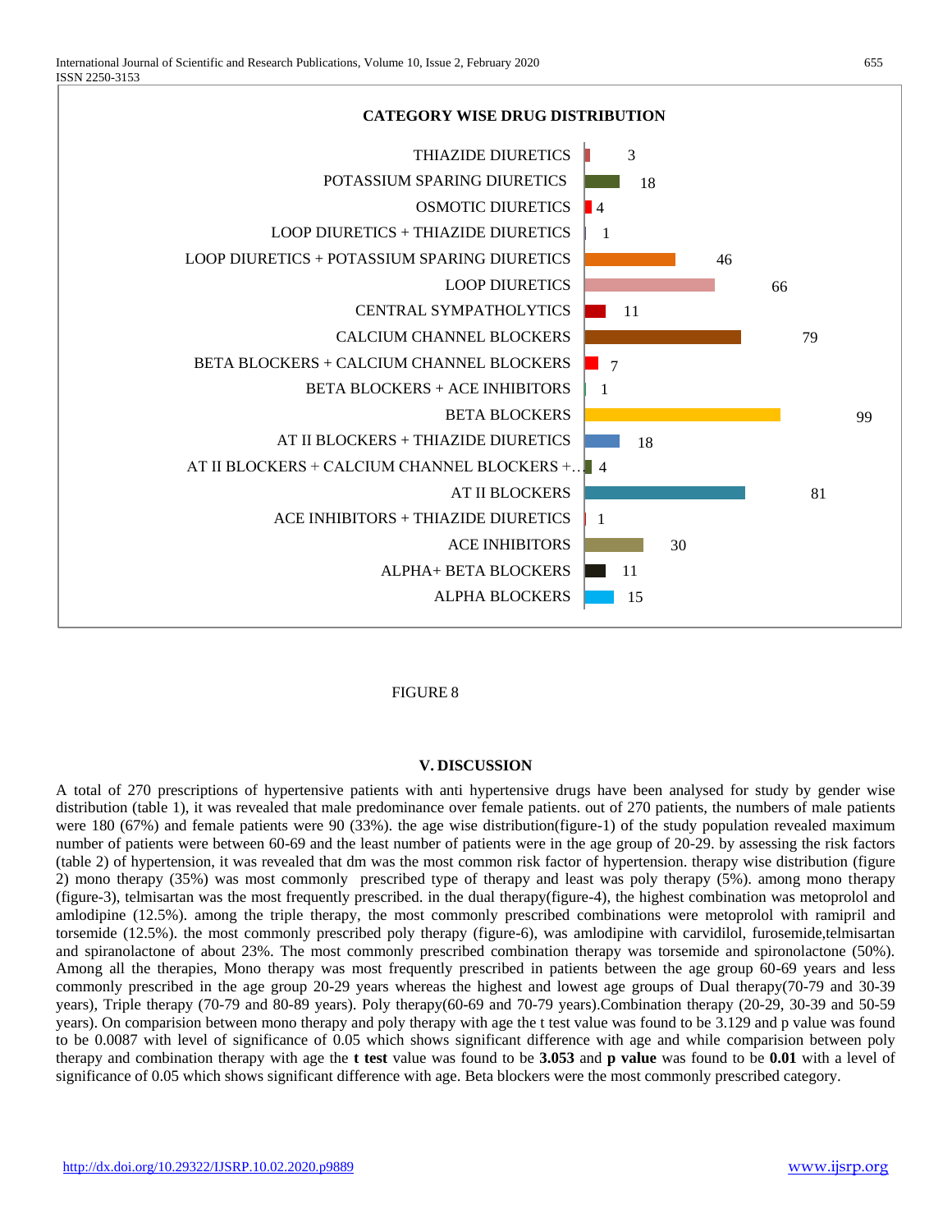**CATEGORY WISE DRUG DISTRIBUTION**

| Category | Number |
| --- | --- |
| THIAZIDE DIURETICS | 3 |
| POTASSIUM SPARING DIURETICS | 18 |
| OSMOTIC DIURETICS | 4 |
| LOOP DIURETICS + THIAZIDE DIURETICS | 1 |
| LOOP DIURETICS + POTASSIUM SPARING DIURETICS | 46 |
| LOOP DIURETICS | 66 |
| CENTRAL SYMPATHOLYTICS | 11 |
| CALCIUM CHANNEL BLOCKERS | 79 |
| BETA BLOCKERS + CALCIUM CHANNEL BLOCKERS | 7 |
| BETA BLOCKERS + ACE INHIBITORS | 1 |
| BETA BLOCKERS | 99 |
| AT II BLOCKERS + THIAZIDE DIURETICS | 18 |
| AT II BLOCKERS + CALCIUM CHANNEL BLOCKERS +… | 4 |
| AT II BLOCKERS | 81 |
| ACE INHIBITORS + THIAZIDE DIURETICS | 1 |
| ACE INHIBITORS | 30 |
| ALPHA+ BETA BLOCKERS | 11 |
| ALPHA BLOCKERS | 15 |

FIGURE 8

## V. DISCUSSION

A total of 270 prescriptions of hypertensive patients with anti hypertensive drugs have been analysed for study by gender wise distribution (table 1), it was revealed that male predominance over female patients. out of 270 patients, the numbers of male patients were 180 (67%) and female patients were 90 (33%). the age wise distribution(figure-1) of the study population revealed maximum number of patients were between 60-69 and the least number of patients were in the age group of 20-29. by assessing the risk factors (table 2) of hypertension, it was revealed that dm was the most common risk factor of hypertension. therapy wise distribution (figure 2) mono therapy (35%) was most commonly prescribed type of therapy and least was poly therapy (5%). among mono therapy (figure-3), telmisartan was the most frequently prescribed. in the dual therapy(figure-4), the highest combination was metoprolol and amlodipine (12.5%). among the triple therapy, the most commonly prescribed combinations were metoprolol with ramipril and torsemide (12.5%). the most commonly prescribed poly therapy (figure-6), was amlodipine with carvidilol, furosemide,telmisartan and spiranolactone of about 23%. The most commonly prescribed combination therapy was torsemide and spironolactone (50%). Among all the therapies, Mono therapy was most frequently prescribed in patients between the age group 60-69 years and less commonly prescribed in the age group 20-29 years whereas the highest and lowest age groups of Dual therapy(70-79 and 30-39 years), Triple therapy (70-79 and 80-89 years). Poly therapy(60-69 and 70-79 years).Combination therapy (20-29, 30-39 and 50-59 years). On comparision between mono therapy and poly therapy with age the t test value was found to be 3.129 and p value was found to be 0.0087 with level of significance of 0.05 which shows significant difference with age and while comparision between poly therapy and combination therapy with age the **t test** value was found to be **3.053** and **p value** was found to be **0.01** with a level of significance of 0.05 which shows significant difference with age. Beta blockers were the most commonly prescribed category.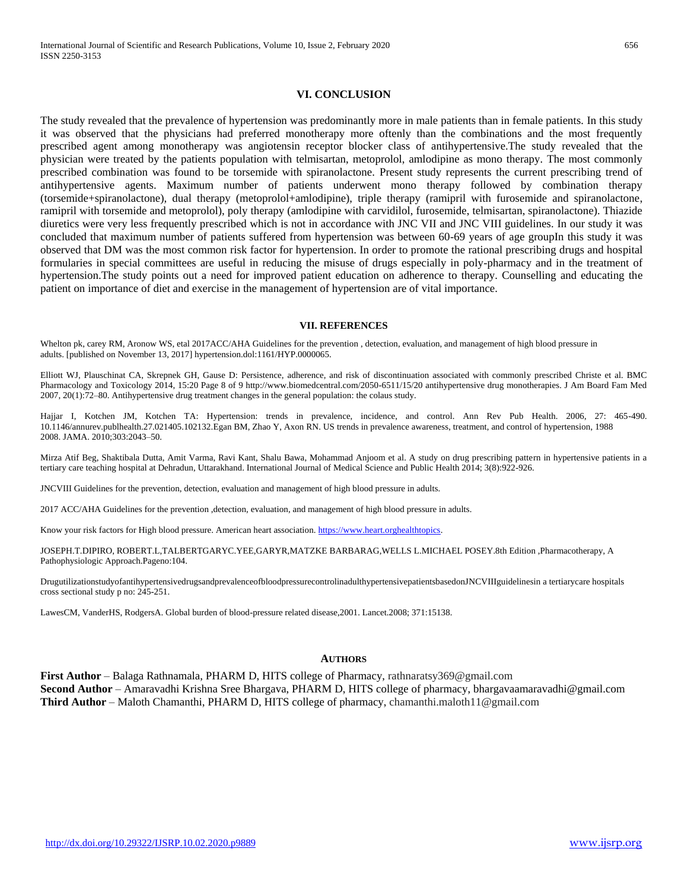## VI. CONCLUSION

The study revealed that the prevalence of hypertension was predominantly more in male patients than in female patients. In this study it was observed that the physicians had preferred monotherapy more oftenly than the combinations and the most frequently prescribed agent among monotherapy was angiotensin receptor blocker class of antihypertensive.The study revealed that the physician were treated by the patients population with telmisartan, metoprolol, amlodipine as mono therapy. The most commonly prescribed combination was found to be torsemide with spiranolactone. Present study represents the current prescribing trend of antihypertensive agents. Maximum number of patients underwent mono therapy followed by combination therapy (torsemide+spiranolactone), dual therapy (metoprolol+amlodipine), triple therapy (ramipril with furosemide and spiranolactone, ramipril with torsemide and metoprolol), poly therapy (amlodipine with carvidilol, furosemide, telmisartan, spiranolactone). Thiazide diuretics were very less frequently prescribed which is not in accordance with JNC VII and JNC VIII guidelines. In our study it was concluded that maximum number of patients suffered from hypertension was between 60-69 years of age groupIn this study it was observed that DM was the most common risk factor for hypertension. In order to promote the rational prescribing drugs and hospital formularies in special committees are useful in reducing the misuse of drugs especially in poly-pharmacy and in the treatment of hypertension.The study points out a need for improved patient education on adherence to therapy. Counselling and educating the patient on importance of diet and exercise in the management of hypertension are of vital importance.

## VII. REFERENCES

Whelton pk, carey RM, Aronow WS, etal 2017ACC/AHA Guidelines for the prevention , detection, evaluation, and management of high blood pressure in adults. [published on November 13, 2017] hypertension.dol:1161/HYP.0000065.

Elliott WJ, Plauschinat CA, Skrepnek GH, Gause D: Persistence, adherence, and risk of discontinuation associated with commonly prescribed Christe et al. BMC Pharmacology and Toxicology 2014, 15:20 Page 8 of 9 http://www.biomedcentral.com/2050-6511/15/20 antihypertensive drug monotherapies. J Am Board Fam Med 2007, 20(1):72–80. Antihypertensive drug treatment changes in the general population: the colaus study.

Hajjar I, Kotchen JM, Kotchen TA: Hypertension: trends in prevalence, incidence, and control. Ann Rev Pub Health. 2006, 27: 465-490. 10.1146/annurev.publhealth.27.021405.102132.Egan BM, Zhao Y, Axon RN. US trends in prevalence awareness, treatment, and control of hypertension, 1988 2008. JAMA. 2010;303:2043–50.

Mirza Atif Beg, Shaktibala Dutta, Amit Varma, Ravi Kant, Shalu Bawa, Mohammad Anjoom et al. A study on drug prescribing pattern in hypertensive patients in a tertiary care teaching hospital at Dehradun, Uttarakhand. International Journal of Medical Science and Public Health 2014; 3(8):922-926.

JNCVIII Guidelines for the prevention, detection, evaluation and management of high blood pressure in adults.

2017 ACC/AHA Guidelines for the prevention ,detection, evaluation, and management of high blood pressure in adults.

Know your risk factors for High blood pressure. American heart association. https://www.heart.orghealthtopics.

JOSEPH.T.DIPIRO, ROBERT.L,TALBERTGARYC.YEE,GARYR,MATZKE BARBARAG,WELLS L.MICHAEL POSEY.8th Edition ,Pharmacotherapy, A Pathophysiologic Approach.Pageno:104.

DrugutilizationstudyofantihypertensivedrugsandprevalenceofbloodpressurecontrolinadulthypertensivepatientsbasedonJNCVIIIguidelinesin a tertiarycare hospitals cross sectional study p no: 245-251.

LawesCM, VanderHS, RodgersA. Global burden of blood-pressure related disease,2001. Lancet.2008; 371:15138.

### AUTHORS

**First Author** – Balaga Rathnamala, PHARM D, HITS college of Pharmacy, rathnaratsy369@gmail.com
**Second Author** – Amaravadhi Krishna Sree Bhargava, PHARM D, HITS college of pharmacy, bhargavaamaravadhi@gmail.com
**Third Author** – Maloth Chamanthi, PHARM D, HITS college of pharmacy, chamanthi.maloth11@gmail.com